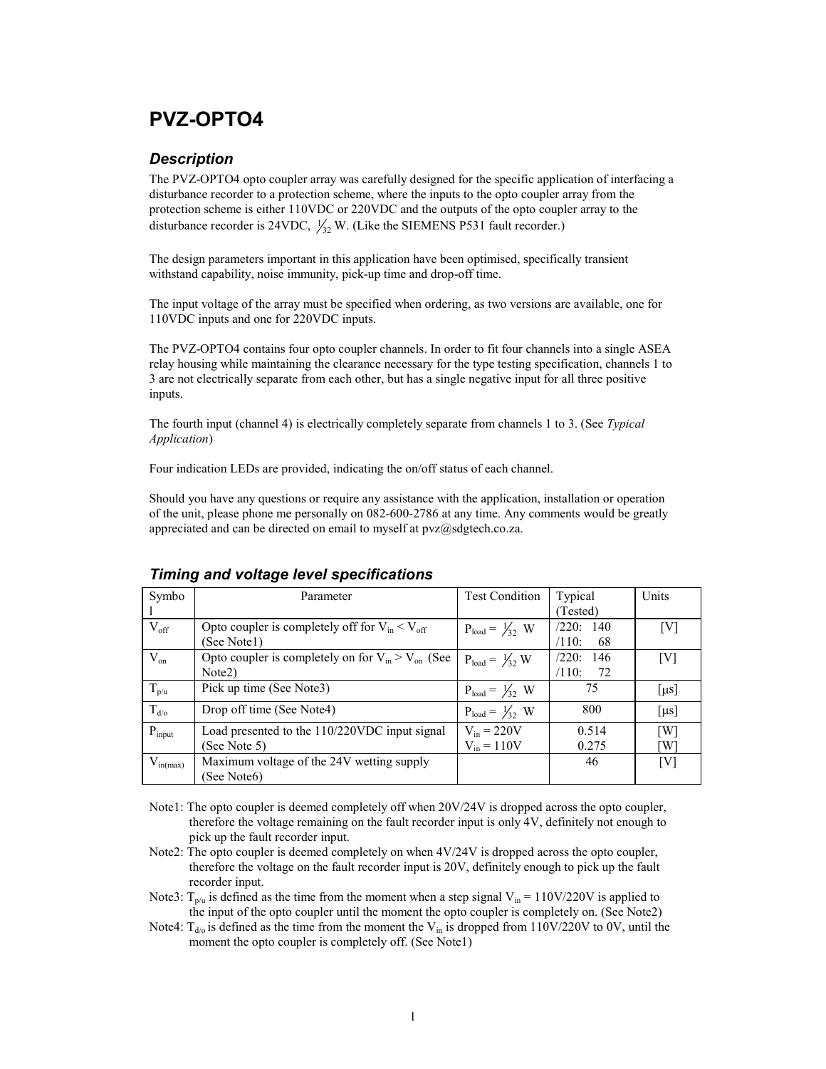# PVZ-OPTO4

## *Description*

The PVZ-OPTO4 opto coupler array was carefully designed for the specific application of interfacing a disturbance recorder to a protection scheme, where the inputs to the opto coupler array from the protection scheme is either 110VDC or 220VDC and the outputs of the opto coupler array to the disturbance recorder is 24VDC, $\frac{1}{32}$ W. (Like the SIEMENS P531 fault recorder.)

The design parameters important in this application have been optimised, specifically transient withstand capability, noise immunity, pick-up time and drop-off time.

The input voltage of the array must be specified when ordering, as two versions are available, one for 110VDC inputs and one for 220VDC inputs.

The PVZ-OPTO4 contains four opto coupler channels. In order to fit four channels into a single ASEA relay housing while maintaining the clearance necessary for the type testing specification, channels 1 to 3 are not electrically separate from each other, but has a single negative input for all three positive inputs.

The fourth input (channel 4) is electrically completely separate from channels 1 to 3. (See *Typical Application*)

Four indication LEDs are provided, indicating the on/off status of each channel.

Should you have any questions or require any assistance with the application, installation or operation of the unit, please phone me personally on 082-600-2786 at any time. Any comments would be greatly appreciated and can be directed on email to myself at pvz@sdgtech.co.za.

## *Timing and voltage level specifications*

| Symbol | Parameter | Test Condition | Typical (Tested) | Units |
|---|---|---|---|---|
| $V_{off}$ | Opto coupler is completely off for $V_{in} < V_{off}$ (See Note1) | $P_{load} = \frac{1}{32}$ W | /220: 140<br>/110: 68 | [V] |
| $V_{on}$ | Opto coupler is completely on for $V_{in} > V_{on}$ (See Note2) | $P_{load} = \frac{1}{32}$ W | /220: 146<br>/110: 72 | [V] |
| $T_{p/u}$ | Pick up time (See Note3) | $P_{load} = \frac{1}{32}$ W | 75 | [μs] |
| $T_{d/o}$ | Drop off time (See Note4) | $P_{load} = \frac{1}{32}$ W | 800 | [μs] |
| $P_{input}$ | Load presented to the 110/220VDC input signal (See Note 5) | $V_{in} = 220V$<br>$V_{in} = 110V$ | 0.514<br>0.275 | [W]<br>[W] |
| $V_{in(max)}$ | Maximum voltage of the 24V wetting supply (See Note6) | | 46 | [V] |

Note1: The opto coupler is deemed completely off when 20V/24V is dropped across the opto coupler, therefore the voltage remaining on the fault recorder input is only 4V, definitely not enough to pick up the fault recorder input.

Note2: The opto coupler is deemed completely on when 4V/24V is dropped across the opto coupler, therefore the voltage on the fault recorder input is 20V, definitely enough to pick up the fault recorder input.

Note3: $T_{p/u}$ is defined as the time from the moment when a step signal $V_{in} = 110V/220V$ is applied to the input of the opto coupler until the moment the opto coupler is completely on. (See Note2)

Note4: $T_{d/o}$ is defined as the time from the moment the $V_{in}$ is dropped from 110V/220V to 0V, until the moment the opto coupler is completely off. (See Note1)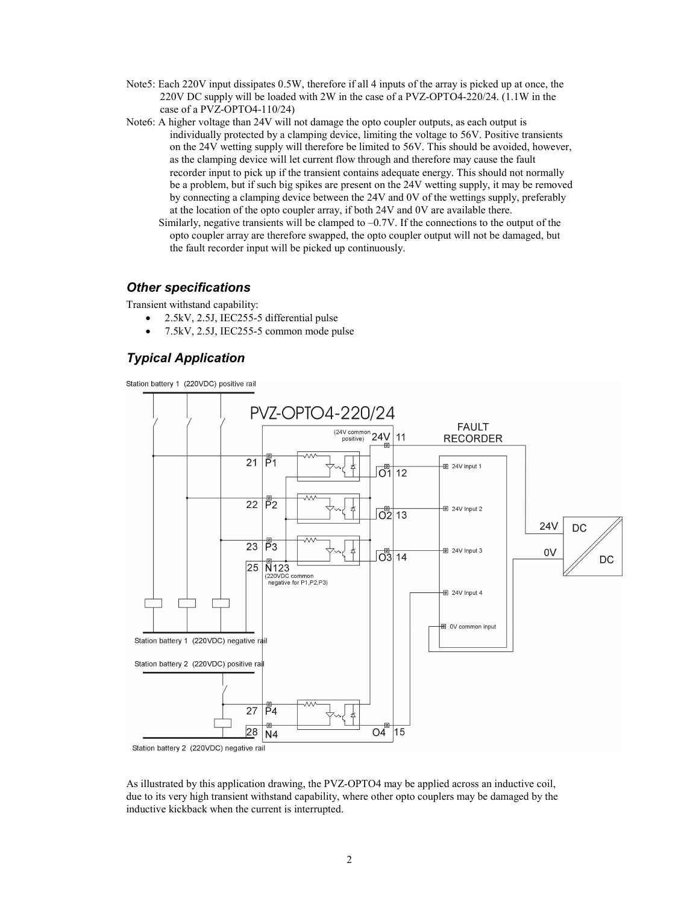Note5: Each 220V input dissipates 0.5W, therefore if all 4 inputs of the array is picked up at once, the 220V DC supply will be loaded with 2W in the case of a PVZ-OPTO4-220/24. (1.1W in the case of a PVZ-OPTO4-110/24)

Note6: A higher voltage than 24V will not damage the opto coupler outputs, as each output is individually protected by a clamping device, limiting the voltage to 56V. Positive transients on the 24V wetting supply will therefore be limited to 56V. This should be avoided, however, as the clamping device will let current flow through and therefore may cause the fault recorder input to pick up if the transient contains adequate energy. This should not normally be a problem, but if such big spikes are present on the 24V wetting supply, it may be removed by connecting a clamping device between the 24V and 0V of the wettings supply, preferably at the location of the opto coupler array, if both 24V and 0V are available there.

Similarly, negative transients will be clamped to –0.7V. If the connections to the output of the opto coupler array are therefore swapped, the opto coupler output will not be damaged, but the fault recorder input will be picked up continuously.

## *Other specifications*

Transient withstand capability:

- 2.5kV, 2.5J, IEC255-5 differential pulse
- 7.5kV, 2.5J, IEC255-5 common mode pulse

## *Typical Application*

Station battery 1 (220VDC) positive rail

PVZ-OPTO4-220/24

(24V common positive) 24V 11

FAULT RECORDER

21 P1 — O1 12 — 24V input 1

22 P2 — O2 13 — 24V Input 2

23 P3 — O3 14 — 24V Input 3

25 N123 (220VDC common negative for P1,P2,P3)

24V Input 4

0V common input

24V / 0V — DC/DC

Station battery 1 (220VDC) negative rail

Station battery 2 (220VDC) positive rail

27 P4

28 N4 — O4 15

Station battery 2 (220VDC) negative rail

As illustrated by this application drawing, the PVZ-OPTO4 may be applied across an inductive coil, due to its very high transient withstand capability, where other opto couplers may be damaged by the inductive kickback when the current is interrupted.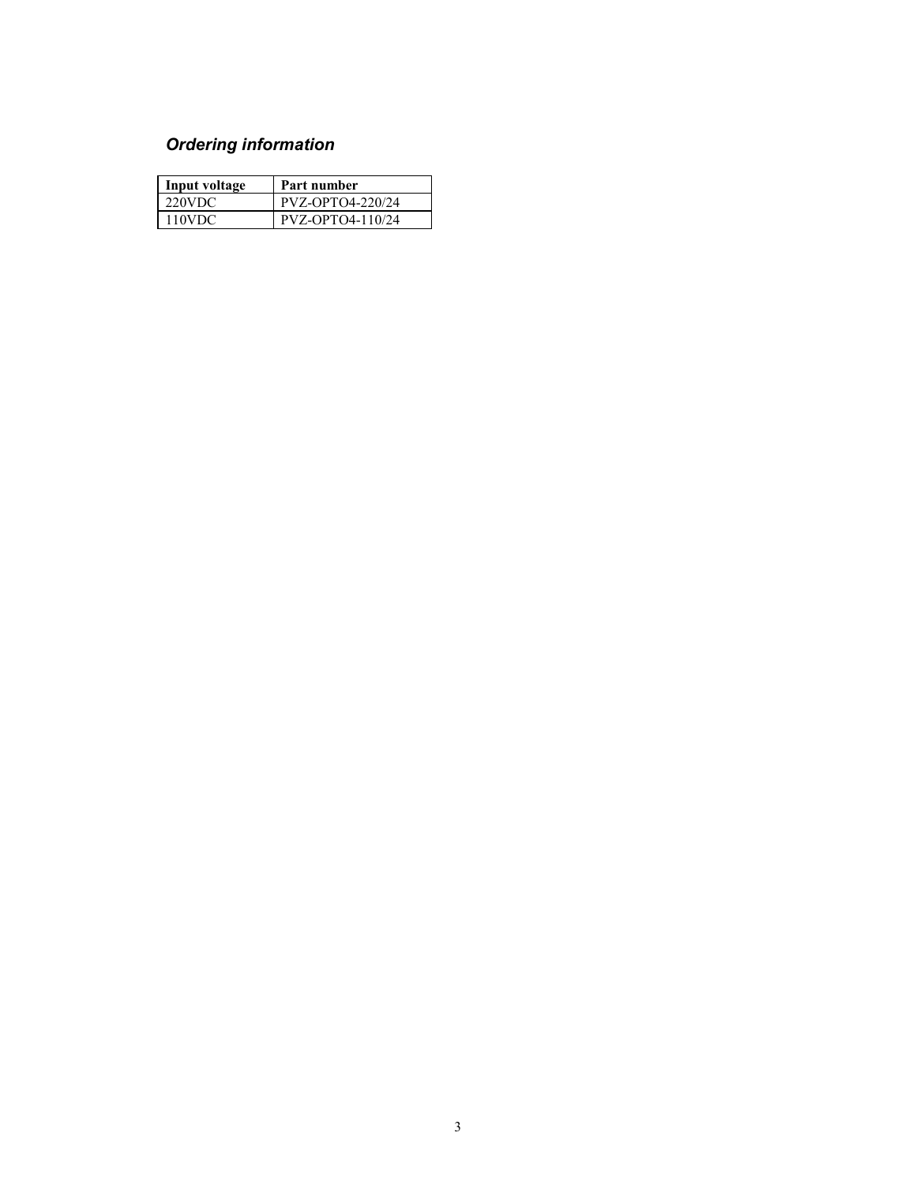## *Ordering information*

| Input voltage | Part number |
| --- | --- |
| 220VDC | PVZ-OPTO4-220/24 |
| 110VDC | PVZ-OPTO4-110/24 |